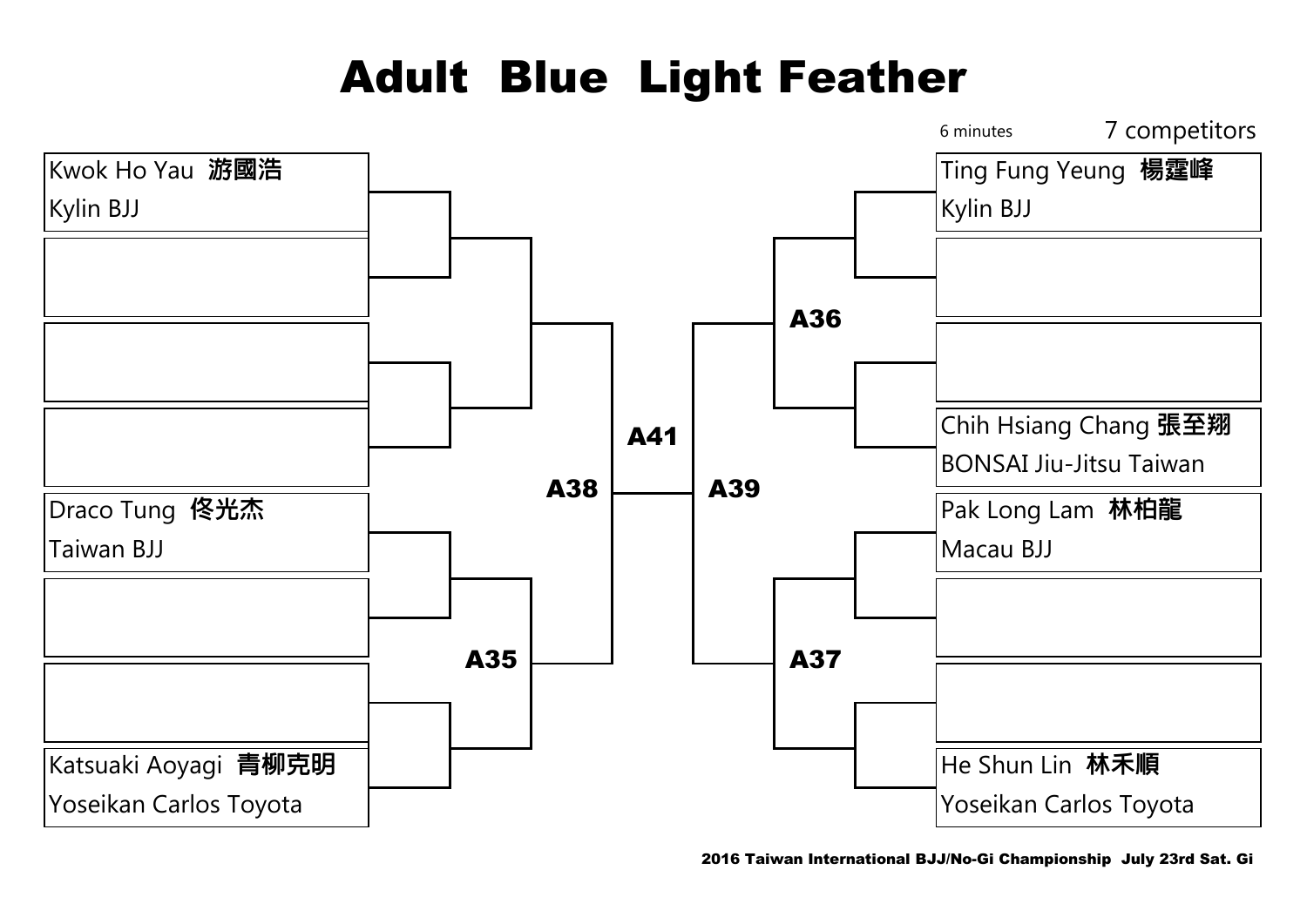# Adult Blue Light Feather

6 minutes

7 competitors

| Left bracket | Match | Right bracket | Match |
|---|---|---|---|
| Kwok Ho Yau 游國浩 / Kylin BJJ | | Ting Fung Yeung 楊霆峰 / Kylin BJJ | A36 |
| | | | |
| | | | |
| | | Chih Hsiang Chang 張至翔 / BONSAI Jiu-Jitsu Taiwan | A36 |
| Draco Tung 佟光杰 / Taiwan BJJ | A35 | Pak Long Lam 林柏龍 / Macau BJJ | A37 |
| | | | |
| | | | |
| Katsuaki Aoyagi 青柳克明 / Yoseikan Carlos Toyota | A35 | He Shun Lin 林禾順 / Yoseikan Carlos Toyota | A37 |

A38 (left semifinal: Kwok Ho Yau vs. winner of A35)

A39 (right semifinal: winner of A36 vs. winner of A37)

A41 (final: winner of A38 vs. winner of A39)

2016 Taiwan International BJJ/No-Gi Championship July 23rd Sat. Gi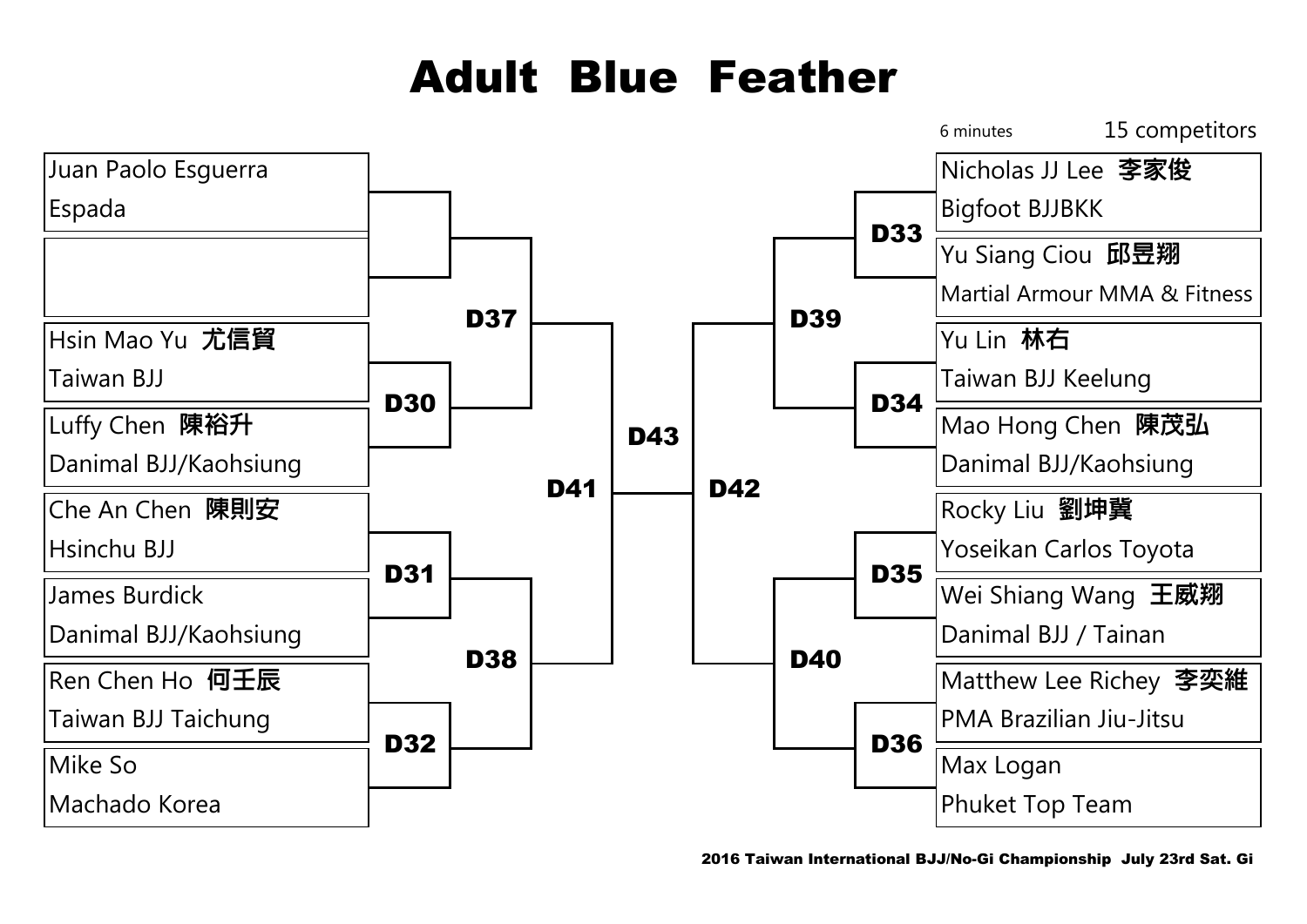# Adult Blue Feather

6 minutes 15 competitors

| Competitor | Team | Match |
|---|---|---|
| Juan Paolo Esguerra | Espada | D37 |
| | | D37 |
| Hsin Mao Yu 尤信貿 | Taiwan BJJ | D30 |
| Luffy Chen 陳裕升 | Danimal BJJ/Kaohsiung | D30 |
| Che An Chen 陳則安 | Hsinchu BJJ | D31 |
| James Burdick | Danimal BJJ/Kaohsiung | D31 |
| Ren Chen Ho 何壬辰 | Taiwan BJJ Taichung | D32 |
| Mike So | Machado Korea | D32 |
| Nicholas JJ Lee 李家俊 | Bigfoot BJJBKK | D33 |
| Yu Siang Ciou 邱昱翔 | Martial Armour MMA & Fitness | D33 |
| Yu Lin 林右 | Taiwan BJJ Keelung | D34 |
| Mao Hong Chen 陳茂弘 | Danimal BJJ/Kaohsiung | D34 |
| Rocky Liu 劉坤冀 | Yoseikan Carlos Toyota | D35 |
| Wei Shiang Wang 王威翔 | Danimal BJJ / Tainan | D35 |
| Matthew Lee Richey 李奕維 | PMA Brazilian Jiu-Jitsu | D36 |
| Max Logan | Phuket Top Team | D36 |

- D37: Juan Paolo Esguerra (bye) vs. winner D30
- D38: winner D31 vs. winner D32
- D39: winner D33 vs. winner D34
- D40: winner D35 vs. winner D36
- D41: winner D37 vs. winner D38
- D42: winner D39 vs. winner D40
- D43: winner D41 vs. winner D42

2016 Taiwan International BJJ/No-Gi Championship July 23rd Sat. Gi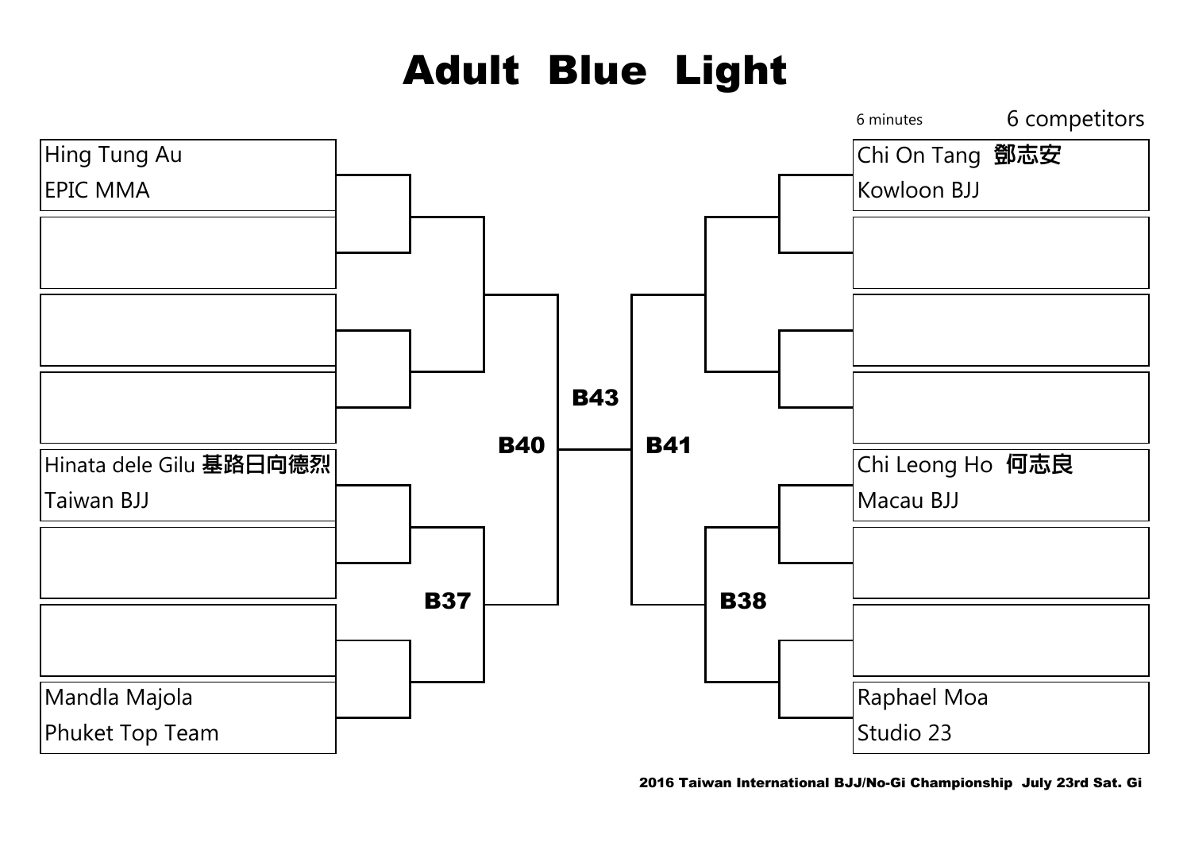# Adult Blue Light

6 minutes

6 competitors

**Left bracket:**

- Hing Tung Au — EPIC MMA
- Hinata dele Gilu 基路日向德烈 — Taiwan BJJ
- Mandla Majola — Phuket Top Team

**Right bracket:**

- Chi On Tang 鄧志安 — Kowloon BJJ
- Chi Leong Ho 何志良 — Macau BJJ
- Raphael Moa — Studio 23

**B37** — Hinata dele Gilu vs. Mandla Majola

**B38** — Chi Leong Ho vs. Raphael Moa

**B40** — Hing Tung Au vs. winner of B37

**B41** — Chi On Tang vs. winner of B38

**B43** — Winner of B40 vs. winner of B41

2016 Taiwan International BJJ/No-Gi Championship July 23rd Sat. Gi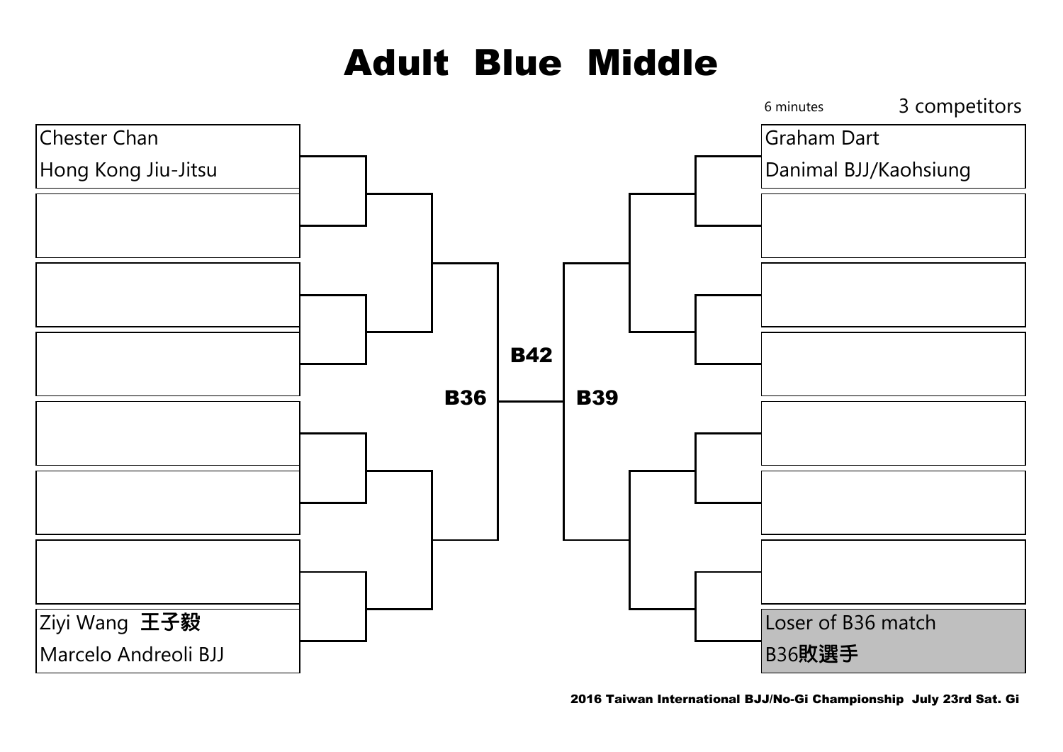# Adult Blue Middle

6 minutes

3 competitors

Chester Chan
Hong Kong Jiu-Jitsu

Ziyi Wang 王子毅
Marcelo Andreoli BJJ

**B36**

**B42**

**B39**

Graham Dart
Danimal BJJ/Kaohsiung

Loser of B36 match
B36敗選手

**2016 Taiwan International BJJ/No-Gi Championship July 23rd Sat. Gi**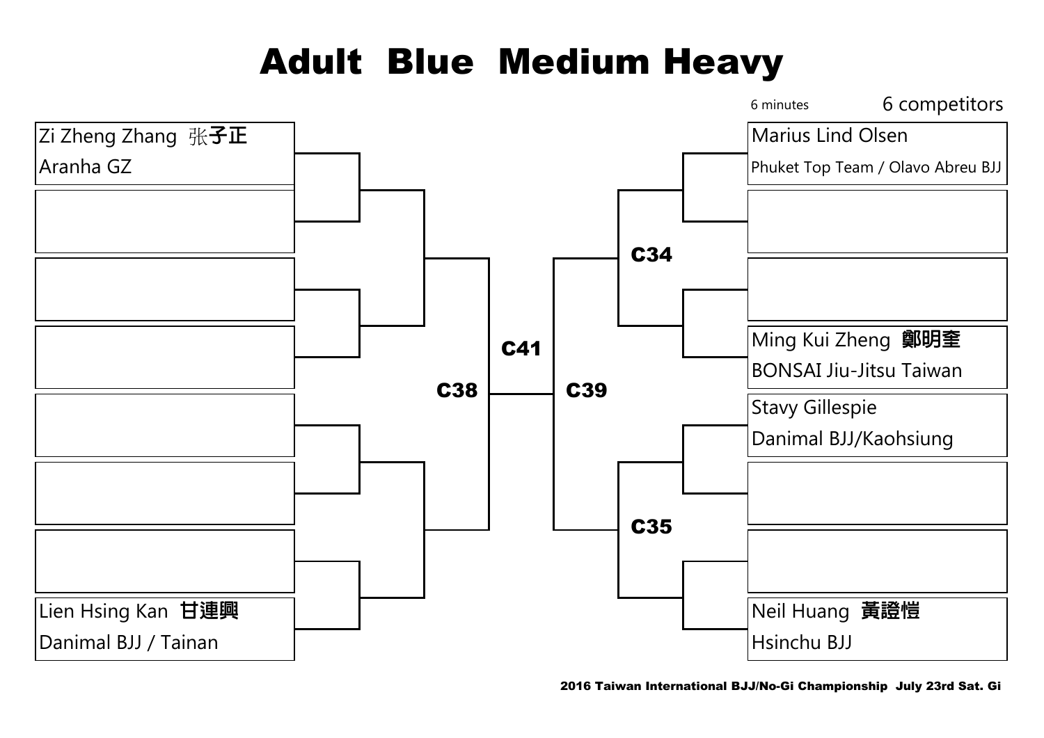# Adult Blue Medium Heavy

6 minutes

6 competitors

**Left bracket:**

- Zi Zheng Zhang 张**子正** — Aranha GZ
- (empty)
- (empty)
- (empty)
- (empty)
- (empty)
- (empty)
- Lien Hsing Kan **甘連興** — Danimal BJJ / Tainan

**C38**

**C41**

**C39**

**Right bracket:**

- Marius Lind Olsen — Phuket Top Team / Olavo Abreu BJJ
- (empty)
- (empty)
- Ming Kui Zheng **鄭明奎** — BONSAI Jiu-Jitsu Taiwan

**C34**

- Stavy Gillespie — Danimal BJJ/Kaohsiung
- (empty)
- (empty)
- Neil Huang **黃證愷** — Hsinchu BJJ

**C35**

2016 Taiwan International BJJ/No-Gi Championship July 23rd Sat. Gi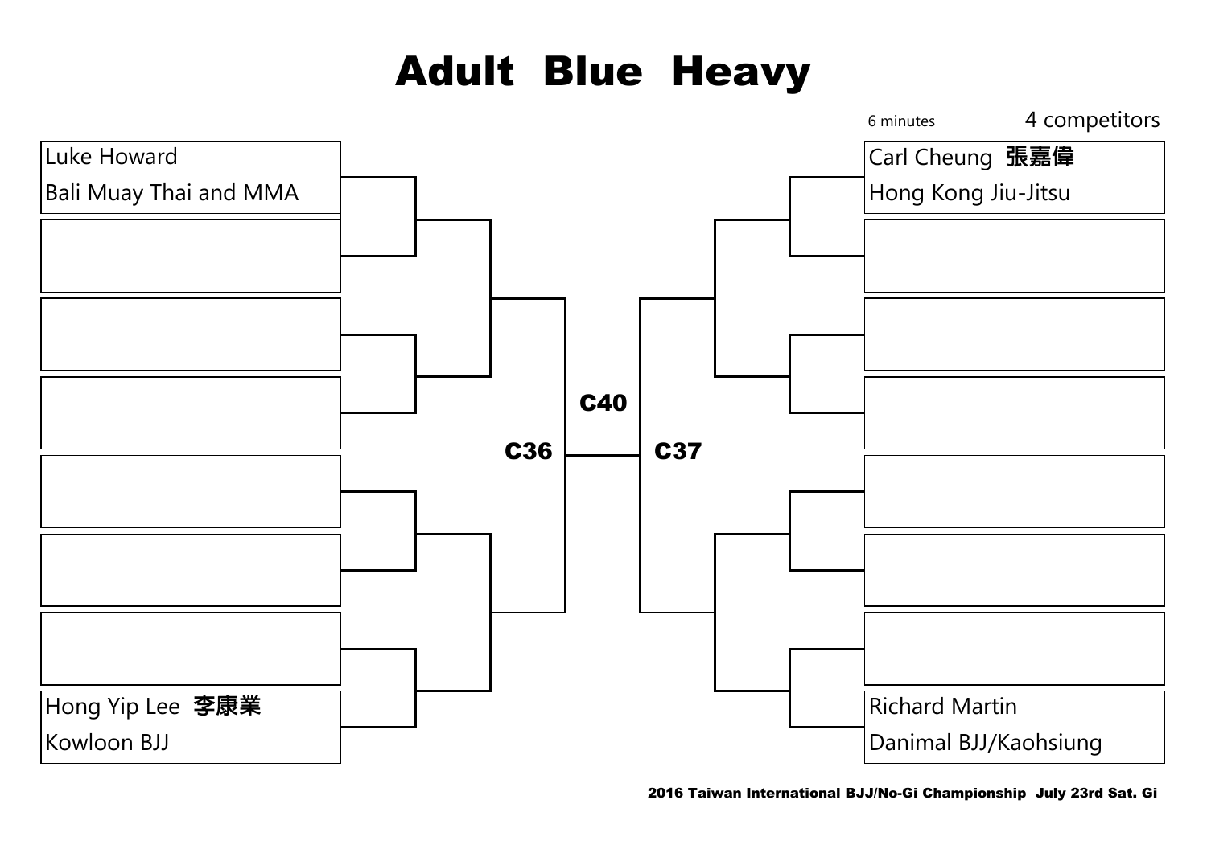# Adult Blue Heavy

6 minutes

4 competitors

| Left bracket | Right bracket |
| --- | --- |
| Luke Howard<br>Bali Muay Thai and MMA | Carl Cheung 張嘉偉<br>Hong Kong Jiu-Jitsu |
| | |
| | |
| | |
| | |
| | |
| | |
| Hong Yip Lee 李康業<br>Kowloon BJJ | Richard Martin<br>Danimal BJJ/Kaohsiung |

C36

C40

C37

2016 Taiwan International BJJ/No-Gi Championship July 23rd Sat. Gi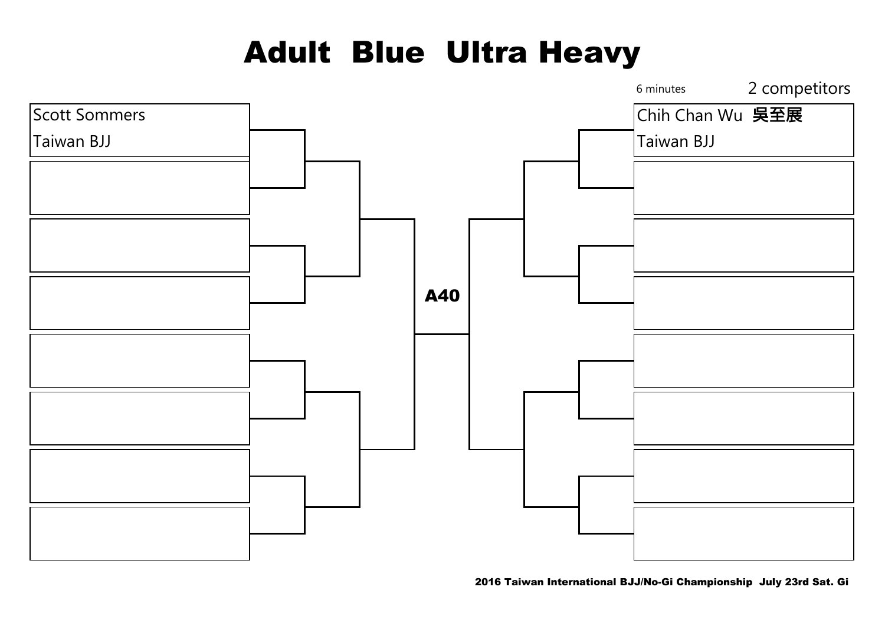# Adult Blue Ultra Heavy

6 minutes

2 competitors

Scott Sommers

Taiwan BJJ

Chih Chan Wu 吳至展

Taiwan BJJ

A40

2016 Taiwan International BJJ/No-Gi Championship July 23rd Sat. Gi